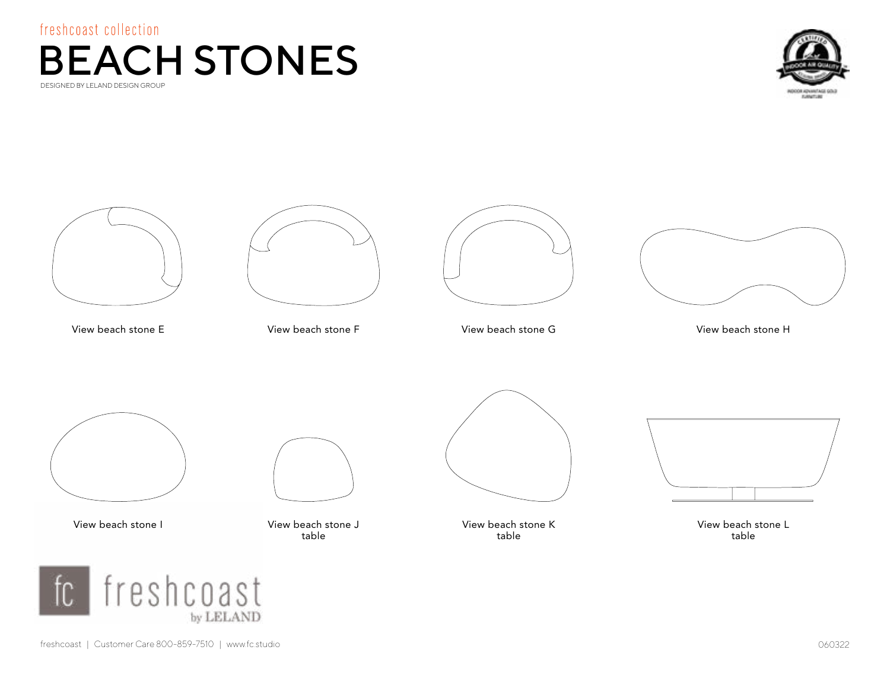freshcoast collection

# BEACH STONES

DESIGNED BY LELAND DESIGN GROUP

INDOOR ADVANTAGE GOLD FURNITURE

View beach stone E

View beach stone F

View beach stone G

View beach stone H

View beach stone I

View beach stone J table

View beach stone K table

View beach stone L table

freshcoast by LELAND

freshcoast | Customer Care 800-859-7510 | www.fc.studio

060322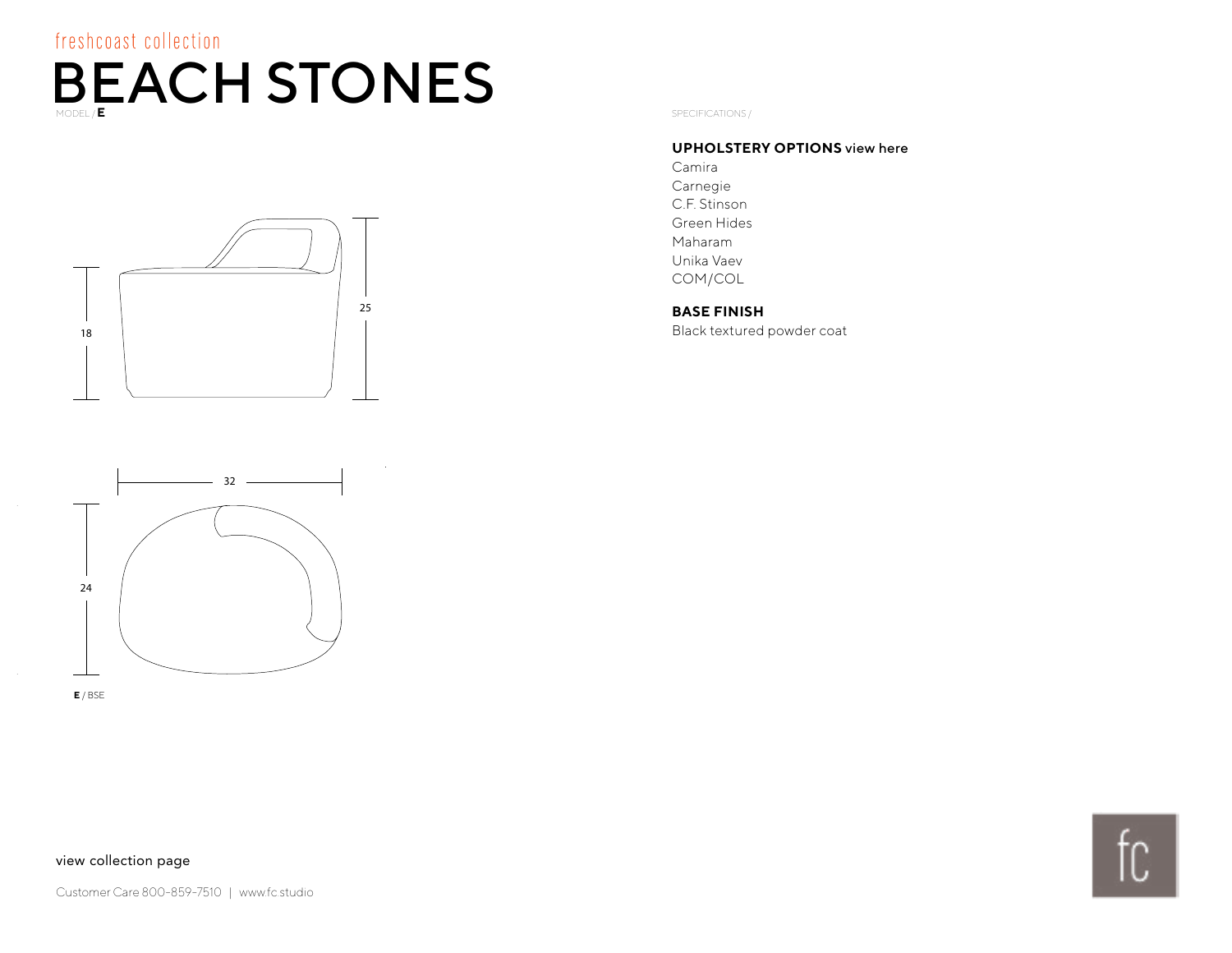freshcoast collection

# BEACH STONES

MODEL / **E**

18

25

32

24

**E** / BSE

SPECIFICATIONS /

**UPHOLSTERY OPTIONS** view here

Camira
Carnegie
C.F. Stinson
Green Hides
Maharam
Unika Vaev
COM/COL

**BASE FINISH**

Black textured powder coat

view collection page

Customer Care 800-859-7510 | www.fc.studio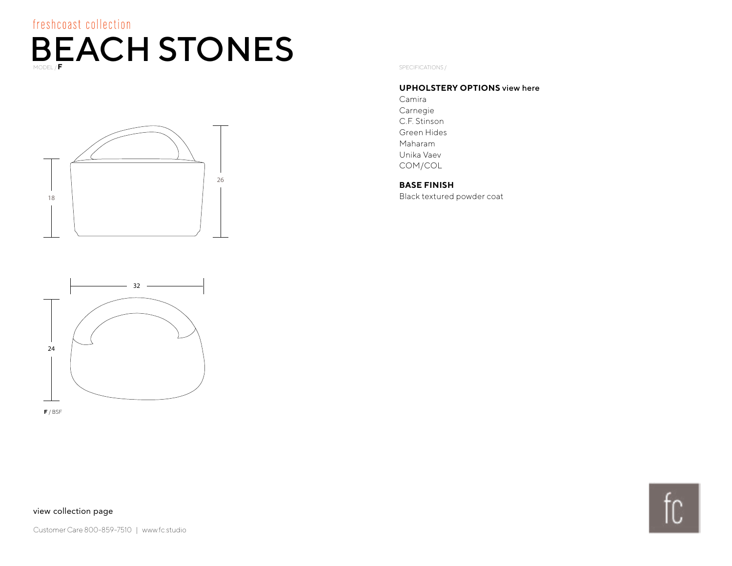freshcoast collection

# BEACH STONES

MODEL / **F**

18

26

32

24

**F** / BSF

SPECIFICATIONS /

**UPHOLSTERY OPTIONS** view here

Camira
Carnegie
C.F. Stinson
Green Hides
Maharam
Unika Vaev
COM/COL

**BASE FINISH**

Black textured powder coat

view collection page

Customer Care 800-859-7510 | www.fc.studio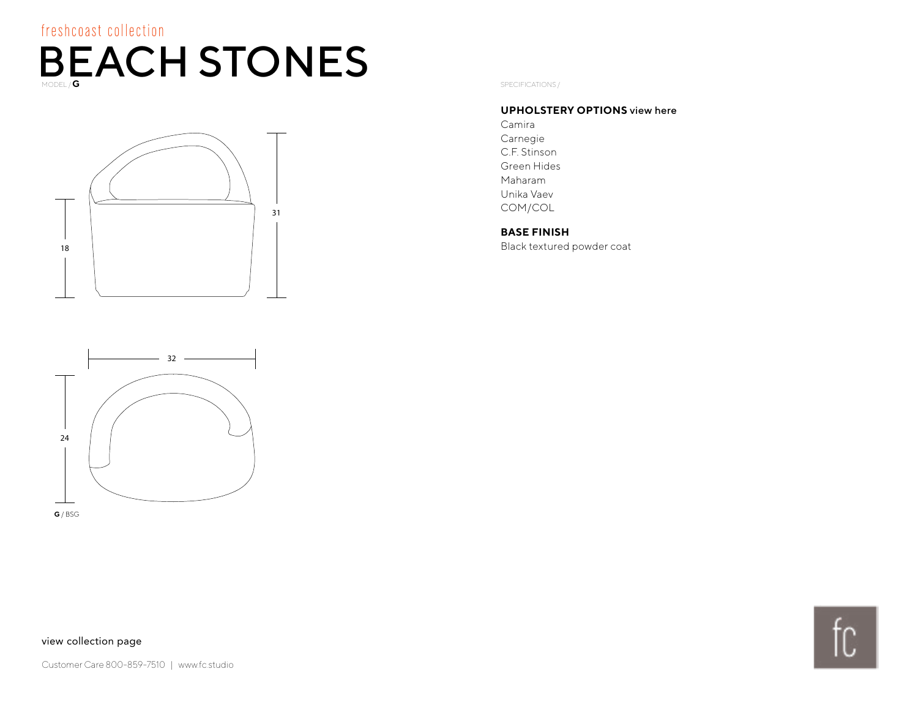freshcoast collection

# BEACH STONES

MODEL / **G**

18

31

32

24

**G** / BSG

SPECIFICATIONS /

**UPHOLSTERY OPTIONS** view here

Camira
Carnegie
C.F. Stinson
Green Hides
Maharam
Unika Vaev
COM/COL

**BASE FINISH**

Black textured powder coat

view collection page

Customer Care 800-859-7510 | www.fc.studio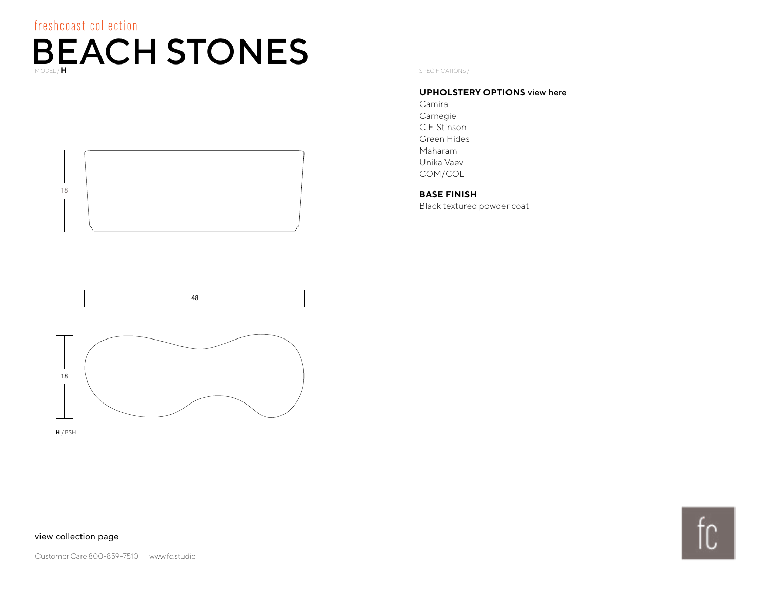freshcoast collection

# BEACH STONES

MODEL / **H**

18

48

18

**H** / BSH

SPECIFICATIONS /

**UPHOLSTERY OPTIONS** view here

Camira
Carnegie
C.F. Stinson
Green Hides
Maharam
Unika Vaev
COM/COL

**BASE FINISH**

Black textured powder coat

view collection page

Customer Care 800-859-7510 | www.fc.studio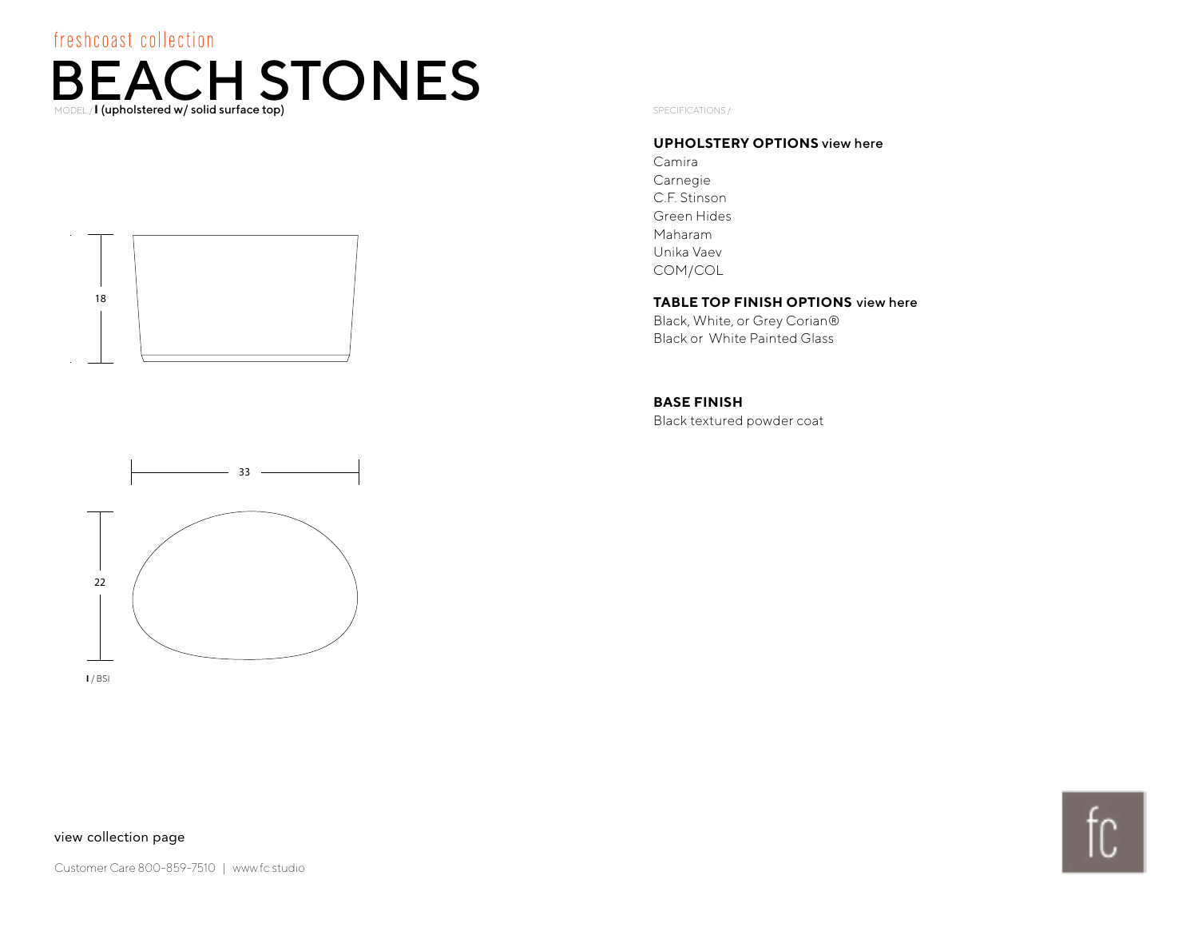freshcoast collection

# BEACH STONES

MODEL / **I (upholstered w/ solid surface top)**

18

33

22

**I** / BSI

SPECIFICATIONS /

**UPHOLSTERY OPTIONS** view here

Camira
Carnegie
C.F. Stinson
Green Hides
Maharam
Unika Vaev
COM/COL

**TABLE TOP FINISH OPTIONS** view here

Black, White, or Grey Corian®
Black or White Painted Glass

**BASE FINISH**

Black textured powder coat

view collection page

Customer Care 800-859-7510 | www.fc.studio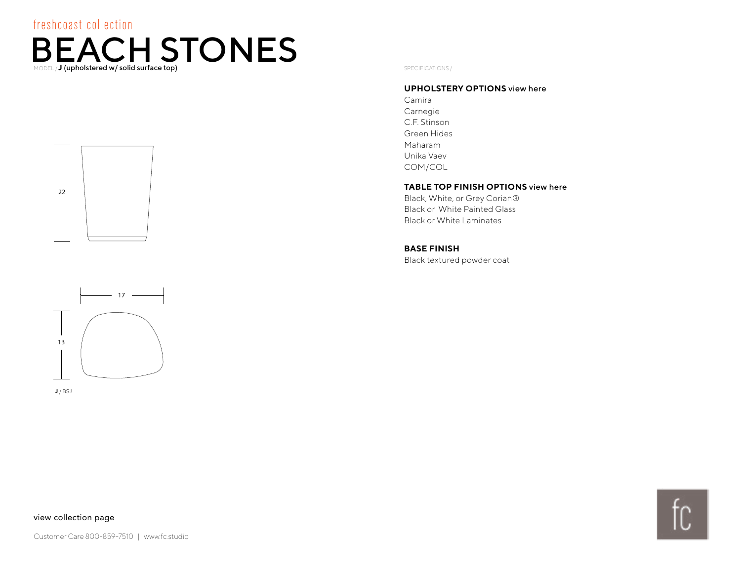freshcoast collection

# BEACH STONES

MODEL / **J (upholstered w/ solid surface top)**

22

17

13

**J** / BSJ

SPECIFICATIONS /

**UPHOLSTERY OPTIONS** view here

Camira
Carnegie
C.F. Stinson
Green Hides
Maharam
Unika Vaev
COM/COL

**TABLE TOP FINISH OPTIONS** view here

Black, White, or Grey Corian®
Black or White Painted Glass
Black or White Laminates

**BASE FINISH**

Black textured powder coat

view collection page

Customer Care 800-859-7510 | www.fc.studio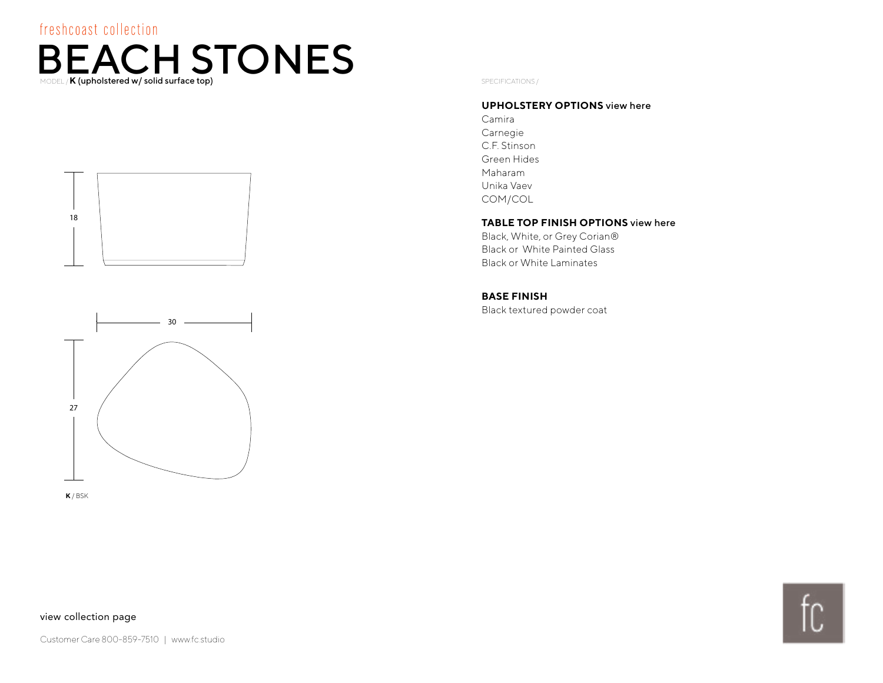freshcoast collection

# BEACH STONES

MODEL / **K (upholstered w/ solid surface top)**

18

30

27

**K** / BSK

SPECIFICATIONS /

**UPHOLSTERY OPTIONS** view here

Camira
Carnegie
C.F. Stinson
Green Hides
Maharam
Unika Vaev
COM/COL

**TABLE TOP FINISH OPTIONS** view here

Black, White, or Grey Corian®
Black or White Painted Glass
Black or White Laminates

**BASE FINISH**

Black textured powder coat

view collection page

Customer Care 800-859-7510 | www.fc.studio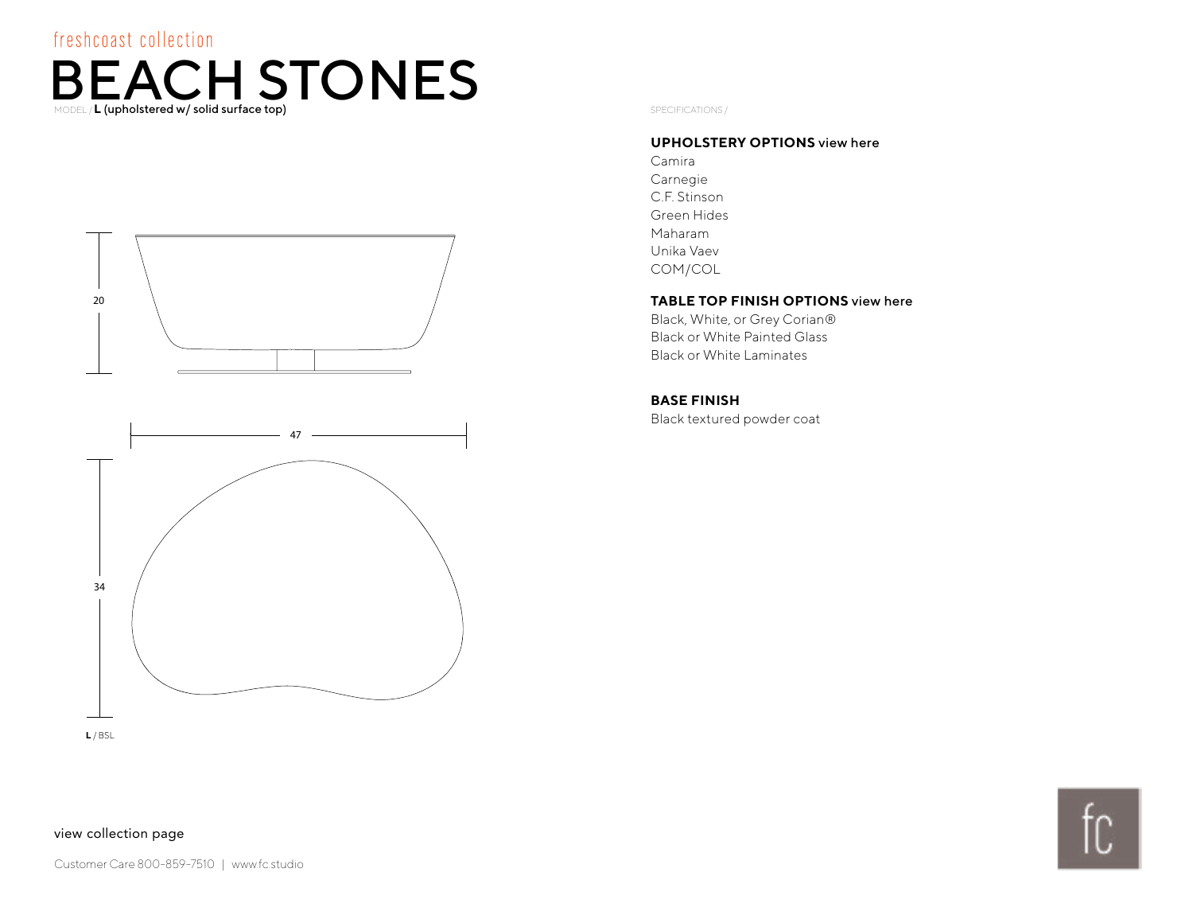freshcoast collection

# BEACH STONES

MODEL / **L (upholstered w/ solid surface top)**

20

47

34

**L** / BSL

SPECIFICATIONS /

**UPHOLSTERY OPTIONS** view here

Camira
Carnegie
C.F. Stinson
Green Hides
Maharam
Unika Vaev
COM/COL

**TABLE TOP FINISH OPTIONS** view here

Black, White, or Grey Corian®
Black or White Painted Glass
Black or White Laminates

**BASE FINISH**

Black textured powder coat

view collection page

Customer Care 800-859-7510 | www.fc.studio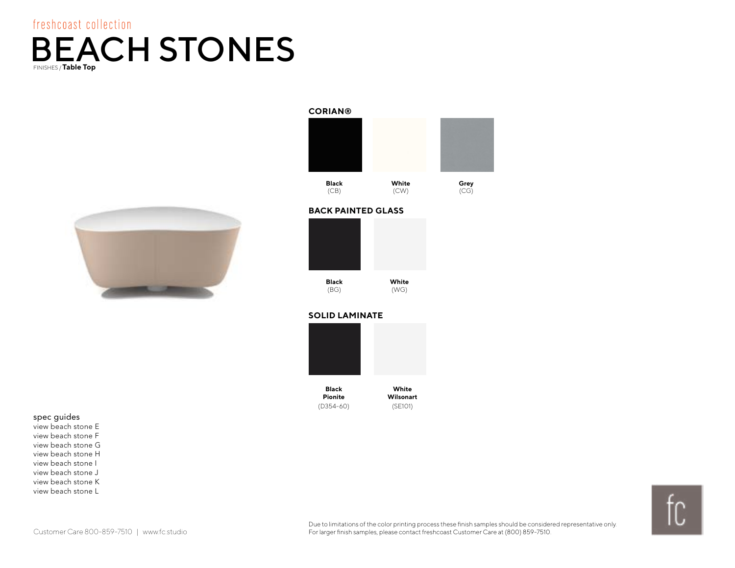freshcoast collection

# BEACH STONES

FINISHES / **Table Top**

## CORIAN®

**Black** (CB)

**White** (CW)

**Grey** (CG)

## BACK PAINTED GLASS

**Black** (BG)

**White** (WG)

## SOLID LAMINATE

**Black Pionite** (D354-60)

**White Wilsonart** (SE101)

spec guides

view beach stone E
view beach stone F
view beach stone G
view beach stone H
view beach stone I
view beach stone J
view beach stone K
view beach stone L

Customer Care 800-859-7510 | www.fc.studio

Due to limitations of the color printing process these finish samples should be considered representative only. For larger finish samples, please contact freshcoast Customer Care at (800) 859-7510.